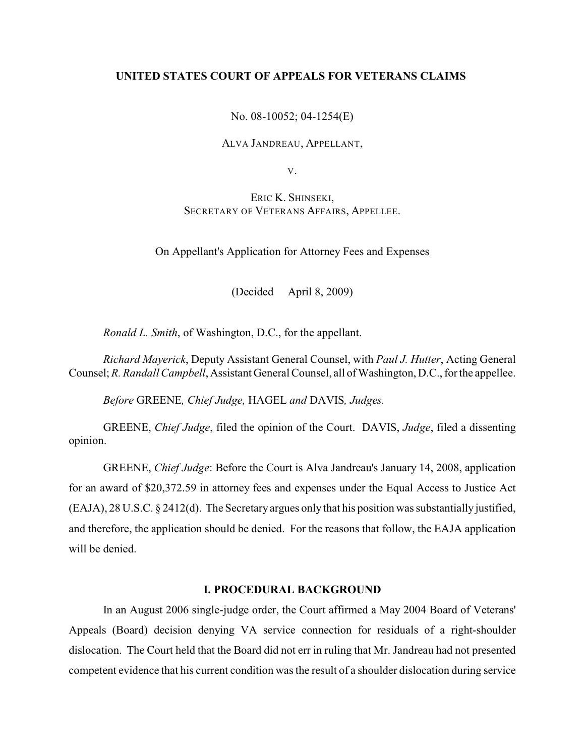**UNITED STATES COURT OF APPEALS FOR VETERANS CLAIMS**

No. 08-10052; 04-1254(E)

ALVA JANDREAU, APPELLANT,

V.

ERIC K. SHINSEKI,
SECRETARY OF VETERANS AFFAIRS, APPELLEE.

On Appellant's Application for Attorney Fees and Expenses

(Decided April 8, 2009)

*Ronald L. Smith*, of Washington, D.C., for the appellant.

*Richard Mayerick*, Deputy Assistant General Counsel, with *Paul J. Hutter*, Acting General Counsel; *R. Randall Campbell*, Assistant General Counsel, all of Washington, D.C., for the appellee.

*Before* GREENE*, Chief Judge,* HAGEL *and* DAVIS*, Judges.*

GREENE, *Chief Judge*, filed the opinion of the Court. DAVIS, *Judge*, filed a dissenting opinion.

GREENE, *Chief Judge*: Before the Court is Alva Jandreau's January 14, 2008, application for an award of $20,372.59 in attorney fees and expenses under the Equal Access to Justice Act (EAJA), 28 U.S.C. § 2412(d). The Secretary argues only that his position was substantially justified, and therefore, the application should be denied. For the reasons that follow, the EAJA application will be denied.

## I. PROCEDURAL BACKGROUND

In an August 2006 single-judge order, the Court affirmed a May 2004 Board of Veterans' Appeals (Board) decision denying VA service connection for residuals of a right-shoulder dislocation. The Court held that the Board did not err in ruling that Mr. Jandreau had not presented competent evidence that his current condition was the result of a shoulder dislocation during service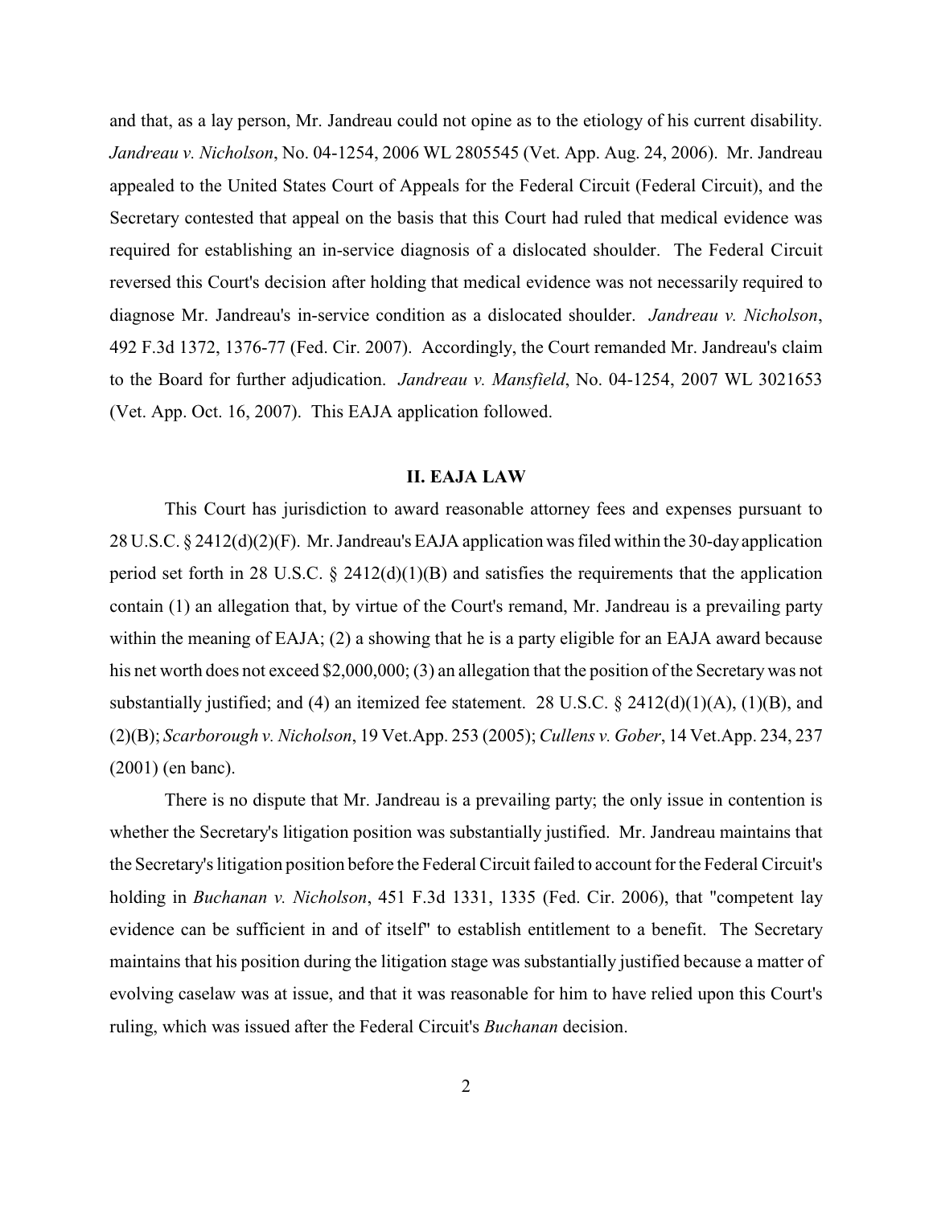and that, as a lay person, Mr. Jandreau could not opine as to the etiology of his current disability. *Jandreau v. Nicholson*, No. 04-1254, 2006 WL 2805545 (Vet. App. Aug. 24, 2006). Mr. Jandreau appealed to the United States Court of Appeals for the Federal Circuit (Federal Circuit), and the Secretary contested that appeal on the basis that this Court had ruled that medical evidence was required for establishing an in-service diagnosis of a dislocated shoulder. The Federal Circuit reversed this Court's decision after holding that medical evidence was not necessarily required to diagnose Mr. Jandreau's in-service condition as a dislocated shoulder. *Jandreau v. Nicholson*, 492 F.3d 1372, 1376-77 (Fed. Cir. 2007). Accordingly, the Court remanded Mr. Jandreau's claim to the Board for further adjudication. *Jandreau v. Mansfield*, No. 04-1254, 2007 WL 3021653 (Vet. App. Oct. 16, 2007). This EAJA application followed.

## II. EAJA LAW

This Court has jurisdiction to award reasonable attorney fees and expenses pursuant to 28 U.S.C. § 2412(d)(2)(F). Mr. Jandreau's EAJA application was filed within the 30-day application period set forth in 28 U.S.C. § 2412(d)(1)(B) and satisfies the requirements that the application contain (1) an allegation that, by virtue of the Court's remand, Mr. Jandreau is a prevailing party within the meaning of EAJA; (2) a showing that he is a party eligible for an EAJA award because his net worth does not exceed $2,000,000; (3) an allegation that the position of the Secretary was not substantially justified; and (4) an itemized fee statement. 28 U.S.C. § 2412(d)(1)(A), (1)(B), and (2)(B); *Scarborough v. Nicholson*, 19 Vet.App. 253 (2005); *Cullens v. Gober*, 14 Vet.App. 234, 237 (2001) (en banc).

There is no dispute that Mr. Jandreau is a prevailing party; the only issue in contention is whether the Secretary's litigation position was substantially justified. Mr. Jandreau maintains that the Secretary's litigation position before the Federal Circuit failed to account for the Federal Circuit's holding in *Buchanan v. Nicholson*, 451 F.3d 1331, 1335 (Fed. Cir. 2006), that "competent lay evidence can be sufficient in and of itself" to establish entitlement to a benefit. The Secretary maintains that his position during the litigation stage was substantially justified because a matter of evolving caselaw was at issue, and that it was reasonable for him to have relied upon this Court's ruling, which was issued after the Federal Circuit's *Buchanan* decision.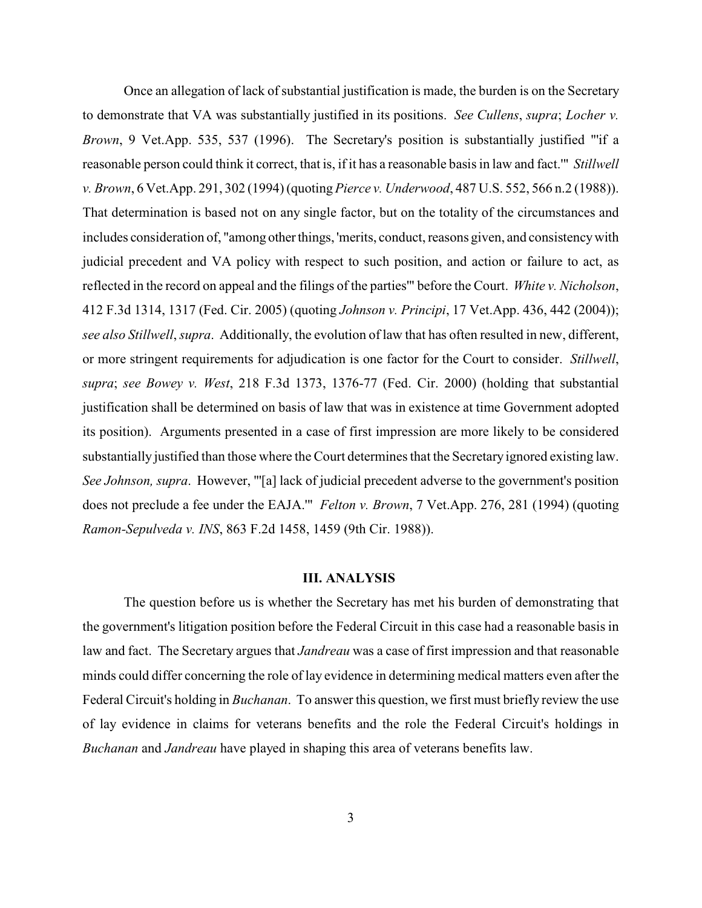Once an allegation of lack of substantial justification is made, the burden is on the Secretary to demonstrate that VA was substantially justified in its positions. *See Cullens*, *supra*; *Locher v. Brown*, 9 Vet.App. 535, 537 (1996). The Secretary's position is substantially justified "'if a reasonable person could think it correct, that is, if it has a reasonable basis in law and fact.'" *Stillwell v. Brown*, 6 Vet.App. 291, 302 (1994) (quoting *Pierce v. Underwood*, 487 U.S. 552, 566 n.2 (1988)). That determination is based not on any single factor, but on the totality of the circumstances and includes consideration of, "among other things, 'merits, conduct, reasons given, and consistency with judicial precedent and VA policy with respect to such position, and action or failure to act, as reflected in the record on appeal and the filings of the parties'" before the Court. *White v. Nicholson*, 412 F.3d 1314, 1317 (Fed. Cir. 2005) (quoting *Johnson v. Principi*, 17 Vet.App. 436, 442 (2004)); *see also Stillwell*, *supra*. Additionally, the evolution of law that has often resulted in new, different, or more stringent requirements for adjudication is one factor for the Court to consider. *Stillwell*, *supra*; *see Bowey v. West*, 218 F.3d 1373, 1376-77 (Fed. Cir. 2000) (holding that substantial justification shall be determined on basis of law that was in existence at time Government adopted its position). Arguments presented in a case of first impression are more likely to be considered substantially justified than those where the Court determines that the Secretary ignored existing law. *See Johnson, supra*. However, "'[a] lack of judicial precedent adverse to the government's position does not preclude a fee under the EAJA.'" *Felton v. Brown*, 7 Vet.App. 276, 281 (1994) (quoting *Ramon-Sepulveda v. INS*, 863 F.2d 1458, 1459 (9th Cir. 1988)).

## III. ANALYSIS

The question before us is whether the Secretary has met his burden of demonstrating that the government's litigation position before the Federal Circuit in this case had a reasonable basis in law and fact. The Secretary argues that *Jandreau* was a case of first impression and that reasonable minds could differ concerning the role of lay evidence in determining medical matters even after the Federal Circuit's holding in *Buchanan*. To answer this question, we first must briefly review the use of lay evidence in claims for veterans benefits and the role the Federal Circuit's holdings in *Buchanan* and *Jandreau* have played in shaping this area of veterans benefits law.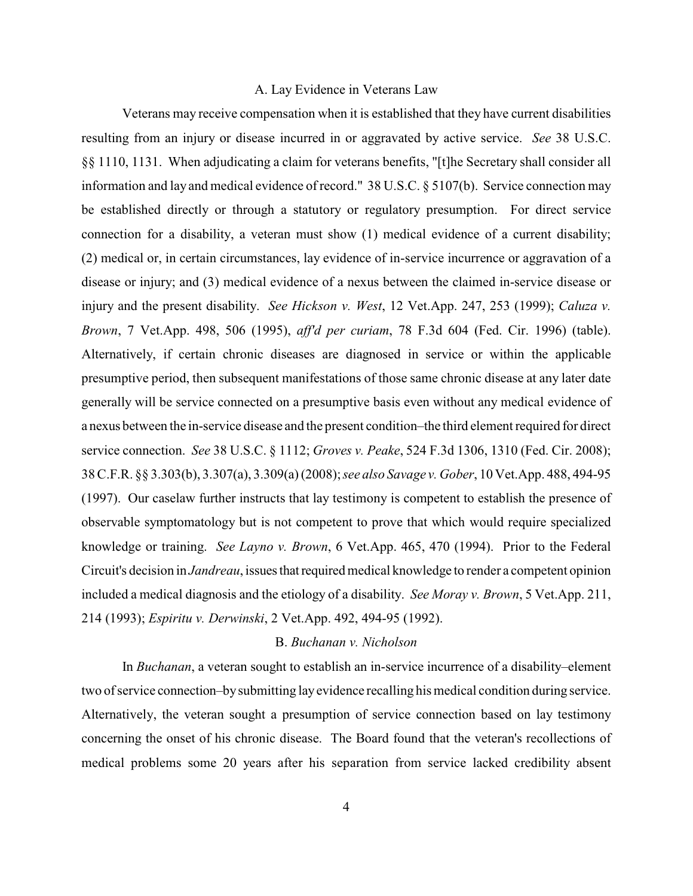### A. Lay Evidence in Veterans Law

Veterans may receive compensation when it is established that they have current disabilities resulting from an injury or disease incurred in or aggravated by active service. *See* 38 U.S.C. §§ 1110, 1131. When adjudicating a claim for veterans benefits, "[t]he Secretary shall consider all information and lay and medical evidence of record." 38 U.S.C. § 5107(b). Service connection may be established directly or through a statutory or regulatory presumption. For direct service connection for a disability, a veteran must show (1) medical evidence of a current disability; (2) medical or, in certain circumstances, lay evidence of in-service incurrence or aggravation of a disease or injury; and (3) medical evidence of a nexus between the claimed in-service disease or injury and the present disability. *See Hickson v. West*, 12 Vet.App. 247, 253 (1999); *Caluza v. Brown*, 7 Vet.App. 498, 506 (1995), *aff'd per curiam*, 78 F.3d 604 (Fed. Cir. 1996) (table). Alternatively, if certain chronic diseases are diagnosed in service or within the applicable presumptive period, then subsequent manifestations of those same chronic disease at any later date generally will be service connected on a presumptive basis even without any medical evidence of a nexus between the in-service disease and the present condition–the third element required for direct service connection. *See* 38 U.S.C. § 1112; *Groves v. Peake*, 524 F.3d 1306, 1310 (Fed. Cir. 2008); 38 C.F.R. §§ 3.303(b), 3.307(a), 3.309(a) (2008); *see also Savage v. Gober*, 10 Vet.App. 488, 494-95 (1997). Our caselaw further instructs that lay testimony is competent to establish the presence of observable symptomatology but is not competent to prove that which would require specialized knowledge or training. *See Layno v. Brown*, 6 Vet.App. 465, 470 (1994). Prior to the Federal Circuit's decision in *Jandreau*, issues that required medical knowledge to render a competent opinion included a medical diagnosis and the etiology of a disability. *See Moray v. Brown*, 5 Vet.App. 211, 214 (1993); *Espiritu v. Derwinski*, 2 Vet.App. 492, 494-95 (1992).

### B. *Buchanan v. Nicholson*

In *Buchanan*, a veteran sought to establish an in-service incurrence of a disability–element two of service connection–by submitting lay evidence recalling his medical condition during service. Alternatively, the veteran sought a presumption of service connection based on lay testimony concerning the onset of his chronic disease. The Board found that the veteran's recollections of medical problems some 20 years after his separation from service lacked credibility absent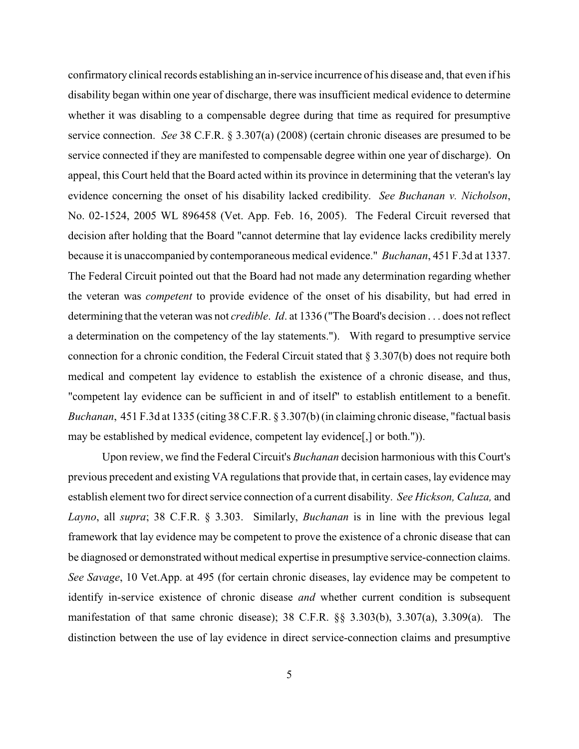confirmatory clinical records establishing an in-service incurrence of his disease and, that even if his disability began within one year of discharge, there was insufficient medical evidence to determine whether it was disabling to a compensable degree during that time as required for presumptive service connection. *See* 38 C.F.R. § 3.307(a) (2008) (certain chronic diseases are presumed to be service connected if they are manifested to compensable degree within one year of discharge). On appeal, this Court held that the Board acted within its province in determining that the veteran's lay evidence concerning the onset of his disability lacked credibility. *See Buchanan v. Nicholson*, No. 02-1524, 2005 WL 896458 (Vet. App. Feb. 16, 2005). The Federal Circuit reversed that decision after holding that the Board "cannot determine that lay evidence lacks credibility merely because it is unaccompanied by contemporaneous medical evidence." *Buchanan*, 451 F.3d at 1337. The Federal Circuit pointed out that the Board had not made any determination regarding whether the veteran was *competent* to provide evidence of the onset of his disability, but had erred in determining that the veteran was not *credible*. *Id*. at 1336 ("The Board's decision . . . does not reflect a determination on the competency of the lay statements."). With regard to presumptive service connection for a chronic condition, the Federal Circuit stated that § 3.307(b) does not require both medical and competent lay evidence to establish the existence of a chronic disease, and thus, "competent lay evidence can be sufficient in and of itself" to establish entitlement to a benefit. *Buchanan*, 451 F.3d at 1335 (citing 38 C.F.R. § 3.307(b) (in claiming chronic disease, "factual basis may be established by medical evidence, competent lay evidence[,] or both.")).

Upon review, we find the Federal Circuit's *Buchanan* decision harmonious with this Court's previous precedent and existing VA regulations that provide that, in certain cases, lay evidence may establish element two for direct service connection of a current disability. *See Hickson, Caluza,* and *Layno*, all *supra*; 38 C.F.R. § 3.303. Similarly, *Buchanan* is in line with the previous legal framework that lay evidence may be competent to prove the existence of a chronic disease that can be diagnosed or demonstrated without medical expertise in presumptive service-connection claims. *See Savage*, 10 Vet.App. at 495 (for certain chronic diseases, lay evidence may be competent to identify in-service existence of chronic disease *and* whether current condition is subsequent manifestation of that same chronic disease); 38 C.F.R. §§ 3.303(b), 3.307(a), 3.309(a). The distinction between the use of lay evidence in direct service-connection claims and presumptive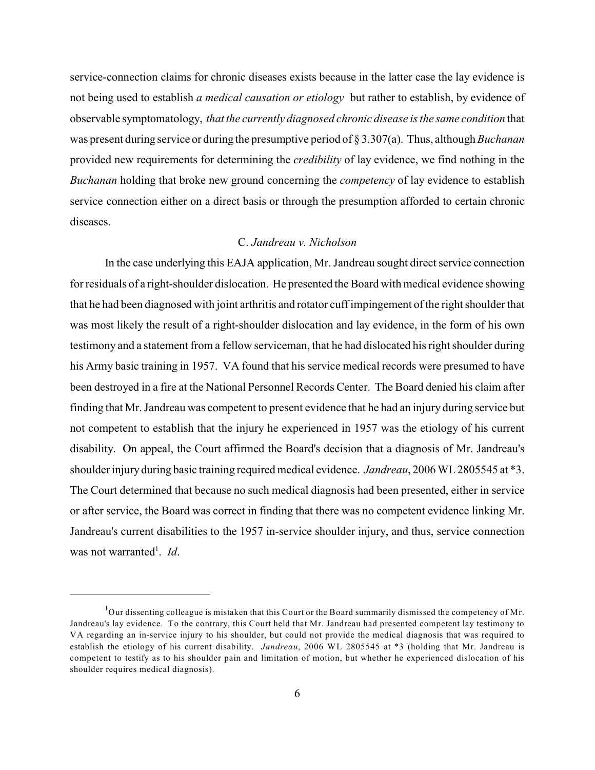service-connection claims for chronic diseases exists because in the latter case the lay evidence is not being used to establish *a medical causation or etiology* but rather to establish, by evidence of observable symptomatology, *that the currently diagnosed chronic disease is the same condition* that was present during service or during the presumptive period of § 3.307(a). Thus, although *Buchanan* provided new requirements for determining the *credibility* of lay evidence, we find nothing in the *Buchanan* holding that broke new ground concerning the *competency* of lay evidence to establish service connection either on a direct basis or through the presumption afforded to certain chronic diseases.

### C. *Jandreau v. Nicholson*

In the case underlying this EAJA application, Mr. Jandreau sought direct service connection for residuals of a right-shoulder dislocation. He presented the Board with medical evidence showing that he had been diagnosed with joint arthritis and rotator cuff impingement of the right shoulder that was most likely the result of a right-shoulder dislocation and lay evidence, in the form of his own testimony and a statement from a fellow serviceman, that he had dislocated his right shoulder during his Army basic training in 1957. VA found that his service medical records were presumed to have been destroyed in a fire at the National Personnel Records Center. The Board denied his claim after finding that Mr. Jandreau was competent to present evidence that he had an injury during service but not competent to establish that the injury he experienced in 1957 was the etiology of his current disability. On appeal, the Court affirmed the Board's decision that a diagnosis of Mr. Jandreau's shoulder injury during basic training required medical evidence. *Jandreau*, 2006 WL 2805545 at *3. The Court determined that because no such medical diagnosis had been presented, either in service or after service, the Board was correct in finding that there was no competent evidence linking Mr. Jandreau's current disabilities to the 1957 in-service shoulder injury, and thus, service connection was not warranted[1]. *Id*.

---

[1] Our dissenting colleague is mistaken that this Court or the Board summarily dismissed the competency of Mr. Jandreau's lay evidence. To the contrary, this Court held that Mr. Jandreau had presented competent lay testimony to VA regarding an in-service injury to his shoulder, but could not provide the medical diagnosis that was required to establish the etiology of his current disability. *Jandreau*, 2006 WL 2805545 at *3 (holding that Mr. Jandreau is competent to testify as to his shoulder pain and limitation of motion, but whether he experienced dislocation of his shoulder requires medical diagnosis).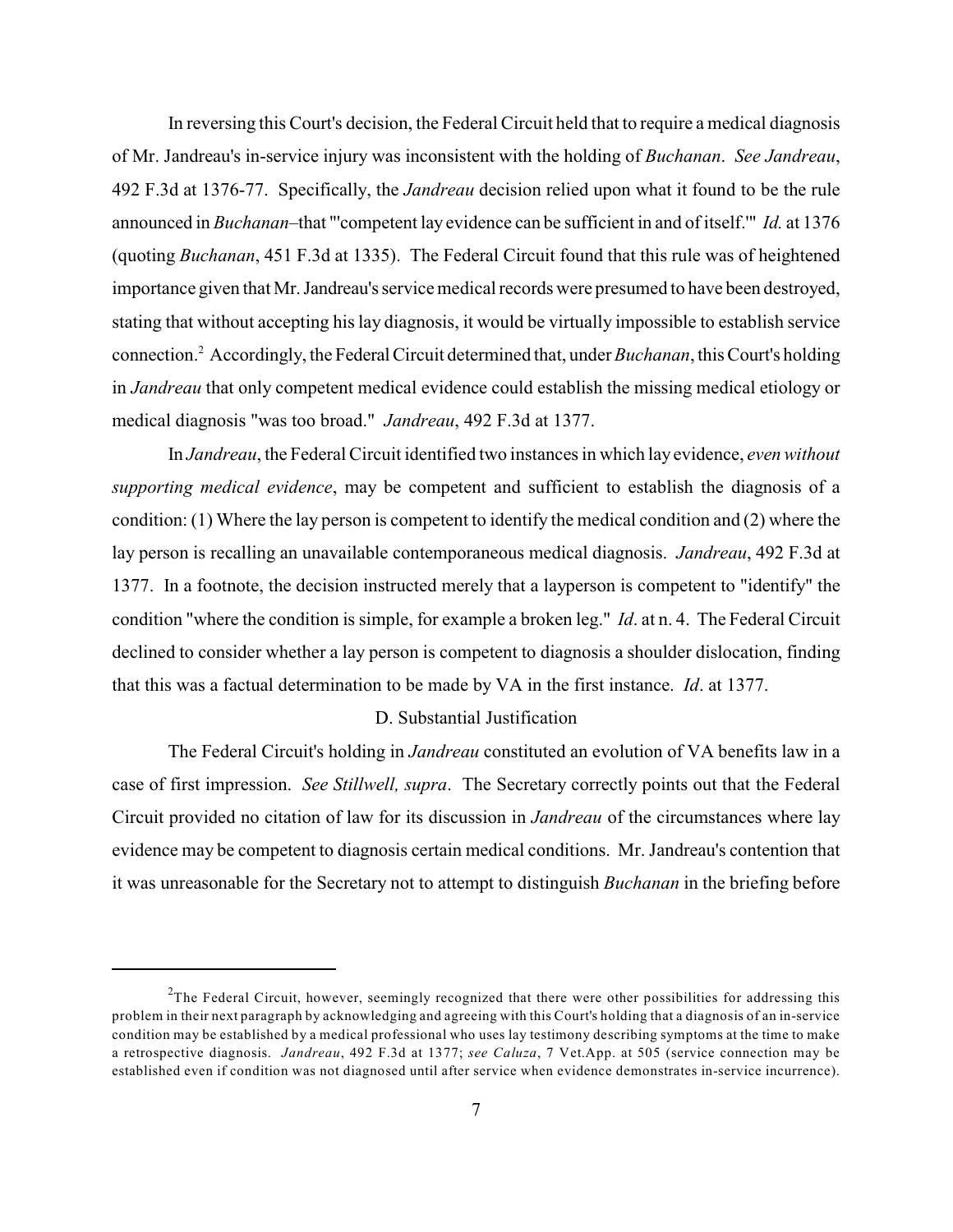In reversing this Court's decision, the Federal Circuit held that to require a medical diagnosis of Mr. Jandreau's in-service injury was inconsistent with the holding of *Buchanan*. *See Jandreau*, 492 F.3d at 1376-77. Specifically, the *Jandreau* decision relied upon what it found to be the rule announced in *Buchanan*–that "'competent lay evidence can be sufficient in and of itself.'" *Id.* at 1376 (quoting *Buchanan*, 451 F.3d at 1335). The Federal Circuit found that this rule was of heightened importance given that Mr. Jandreau's service medical records were presumed to have been destroyed, stating that without accepting his lay diagnosis, it would be virtually impossible to establish service connection.[2] Accordingly, the Federal Circuit determined that, under *Buchanan*, this Court's holding in *Jandreau* that only competent medical evidence could establish the missing medical etiology or medical diagnosis "was too broad." *Jandreau*, 492 F.3d at 1377.

In *Jandreau*, the Federal Circuit identified two instances in which lay evidence, *even without supporting medical evidence*, may be competent and sufficient to establish the diagnosis of a condition: (1) Where the lay person is competent to identify the medical condition and (2) where the lay person is recalling an unavailable contemporaneous medical diagnosis. *Jandreau*, 492 F.3d at 1377. In a footnote, the decision instructed merely that a layperson is competent to "identify" the condition "where the condition is simple, for example a broken leg." *Id*. at n. 4. The Federal Circuit declined to consider whether a lay person is competent to diagnosis a shoulder dislocation, finding that this was a factual determination to be made by VA in the first instance. *Id*. at 1377.

D. Substantial Justification

The Federal Circuit's holding in *Jandreau* constituted an evolution of VA benefits law in a case of first impression. *See Stillwell, supra*. The Secretary correctly points out that the Federal Circuit provided no citation of law for its discussion in *Jandreau* of the circumstances where lay evidence may be competent to diagnosis certain medical conditions. Mr. Jandreau's contention that it was unreasonable for the Secretary not to attempt to distinguish *Buchanan* in the briefing before

---

[2]The Federal Circuit, however, seemingly recognized that there were other possibilities for addressing this problem in their next paragraph by acknowledging and agreeing with this Court's holding that a diagnosis of an in-service condition may be established by a medical professional who uses lay testimony describing symptoms at the time to make a retrospective diagnosis. *Jandreau*, 492 F.3d at 1377; *see Caluza*, 7 Vet.App. at 505 (service connection may be established even if condition was not diagnosed until after service when evidence demonstrates in-service incurrence).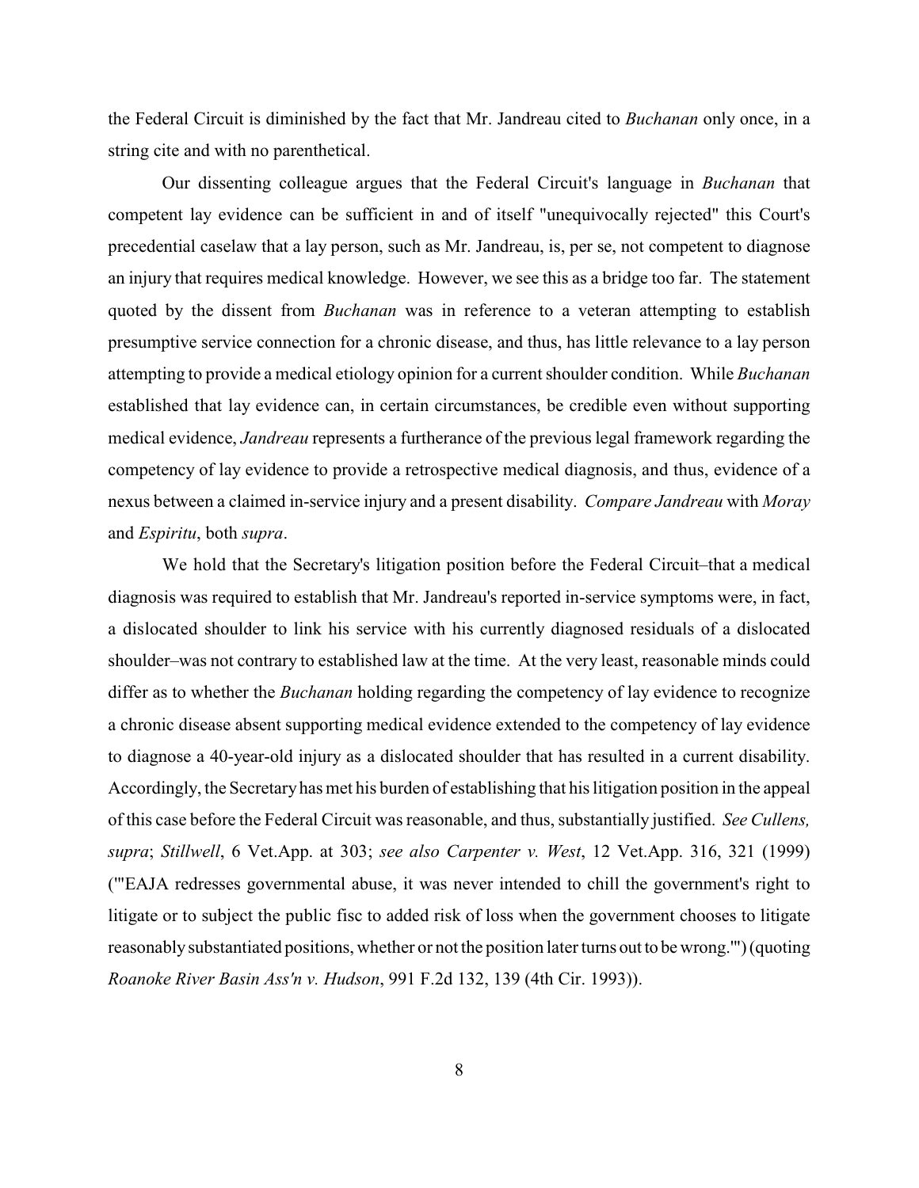the Federal Circuit is diminished by the fact that Mr. Jandreau cited to *Buchanan* only once, in a string cite and with no parenthetical.

Our dissenting colleague argues that the Federal Circuit's language in *Buchanan* that competent lay evidence can be sufficient in and of itself "unequivocally rejected" this Court's precedential caselaw that a lay person, such as Mr. Jandreau, is, per se, not competent to diagnose an injury that requires medical knowledge. However, we see this as a bridge too far. The statement quoted by the dissent from *Buchanan* was in reference to a veteran attempting to establish presumptive service connection for a chronic disease, and thus, has little relevance to a lay person attempting to provide a medical etiology opinion for a current shoulder condition. While *Buchanan* established that lay evidence can, in certain circumstances, be credible even without supporting medical evidence, *Jandreau* represents a furtherance of the previous legal framework regarding the competency of lay evidence to provide a retrospective medical diagnosis, and thus, evidence of a nexus between a claimed in-service injury and a present disability. *Compare Jandreau* with *Moray* and *Espiritu*, both *supra*.

We hold that the Secretary's litigation position before the Federal Circuit–that a medical diagnosis was required to establish that Mr. Jandreau's reported in-service symptoms were, in fact, a dislocated shoulder to link his service with his currently diagnosed residuals of a dislocated shoulder–was not contrary to established law at the time. At the very least, reasonable minds could differ as to whether the *Buchanan* holding regarding the competency of lay evidence to recognize a chronic disease absent supporting medical evidence extended to the competency of lay evidence to diagnose a 40-year-old injury as a dislocated shoulder that has resulted in a current disability. Accordingly, the Secretary has met his burden of establishing that his litigation position in the appeal of this case before the Federal Circuit was reasonable, and thus, substantially justified. *See Cullens, supra*; *Stillwell*, 6 Vet.App. at 303; *see also Carpenter v. West*, 12 Vet.App. 316, 321 (1999) ("'EAJA redresses governmental abuse, it was never intended to chill the government's right to litigate or to subject the public fisc to added risk of loss when the government chooses to litigate reasonably substantiated positions, whether or not the position later turns out to be wrong.'") (quoting *Roanoke River Basin Ass'n v. Hudson*, 991 F.2d 132, 139 (4th Cir. 1993)).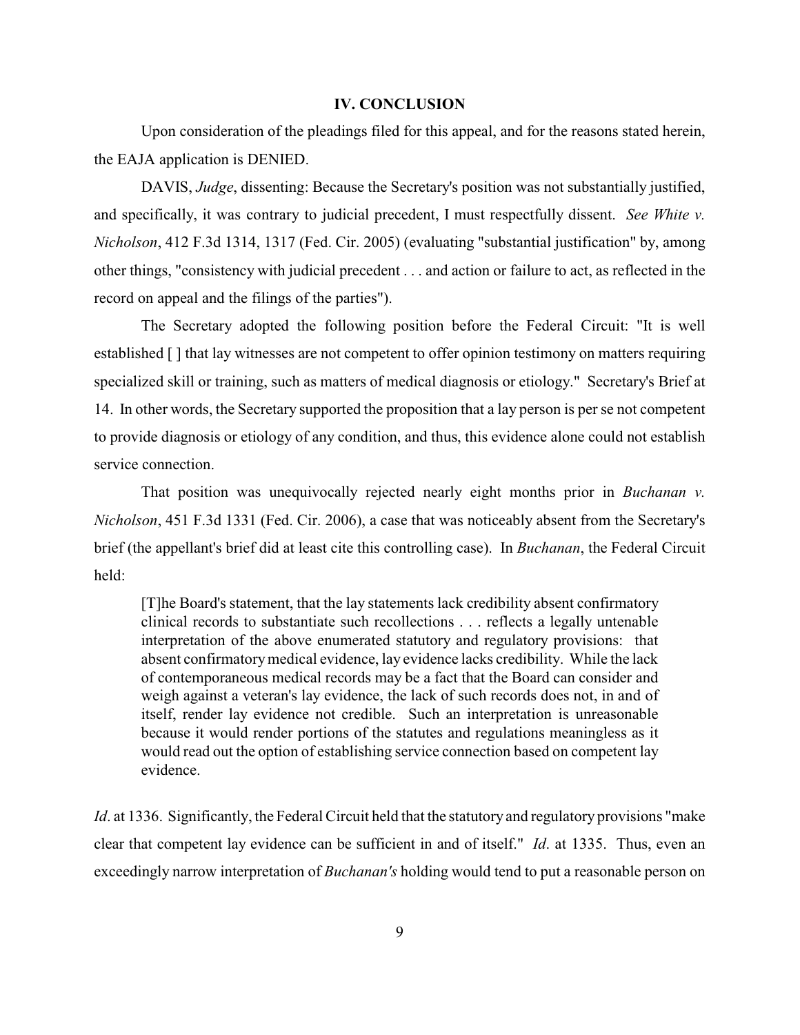## IV. CONCLUSION

Upon consideration of the pleadings filed for this appeal, and for the reasons stated herein, the EAJA application is DENIED.

DAVIS, *Judge*, dissenting: Because the Secretary's position was not substantially justified, and specifically, it was contrary to judicial precedent, I must respectfully dissent. *See White v. Nicholson*, 412 F.3d 1314, 1317 (Fed. Cir. 2005) (evaluating "substantial justification" by, among other things, "consistency with judicial precedent . . . and action or failure to act, as reflected in the record on appeal and the filings of the parties").

The Secretary adopted the following position before the Federal Circuit: "It is well established [ ] that lay witnesses are not competent to offer opinion testimony on matters requiring specialized skill or training, such as matters of medical diagnosis or etiology." Secretary's Brief at 14. In other words, the Secretary supported the proposition that a lay person is per se not competent to provide diagnosis or etiology of any condition, and thus, this evidence alone could not establish service connection.

That position was unequivocally rejected nearly eight months prior in *Buchanan v. Nicholson*, 451 F.3d 1331 (Fed. Cir. 2006), a case that was noticeably absent from the Secretary's brief (the appellant's brief did at least cite this controlling case). In *Buchanan*, the Federal Circuit held:

> [T]he Board's statement, that the lay statements lack credibility absent confirmatory clinical records to substantiate such recollections . . . reflects a legally untenable interpretation of the above enumerated statutory and regulatory provisions: that absent confirmatory medical evidence, lay evidence lacks credibility. While the lack of contemporaneous medical records may be a fact that the Board can consider and weigh against a veteran's lay evidence, the lack of such records does not, in and of itself, render lay evidence not credible. Such an interpretation is unreasonable because it would render portions of the statutes and regulations meaningless as it would read out the option of establishing service connection based on competent lay evidence.

*Id*. at 1336. Significantly, the Federal Circuit held that the statutory and regulatory provisions "make clear that competent lay evidence can be sufficient in and of itself." *Id*. at 1335. Thus, even an exceedingly narrow interpretation of *Buchanan's* holding would tend to put a reasonable person on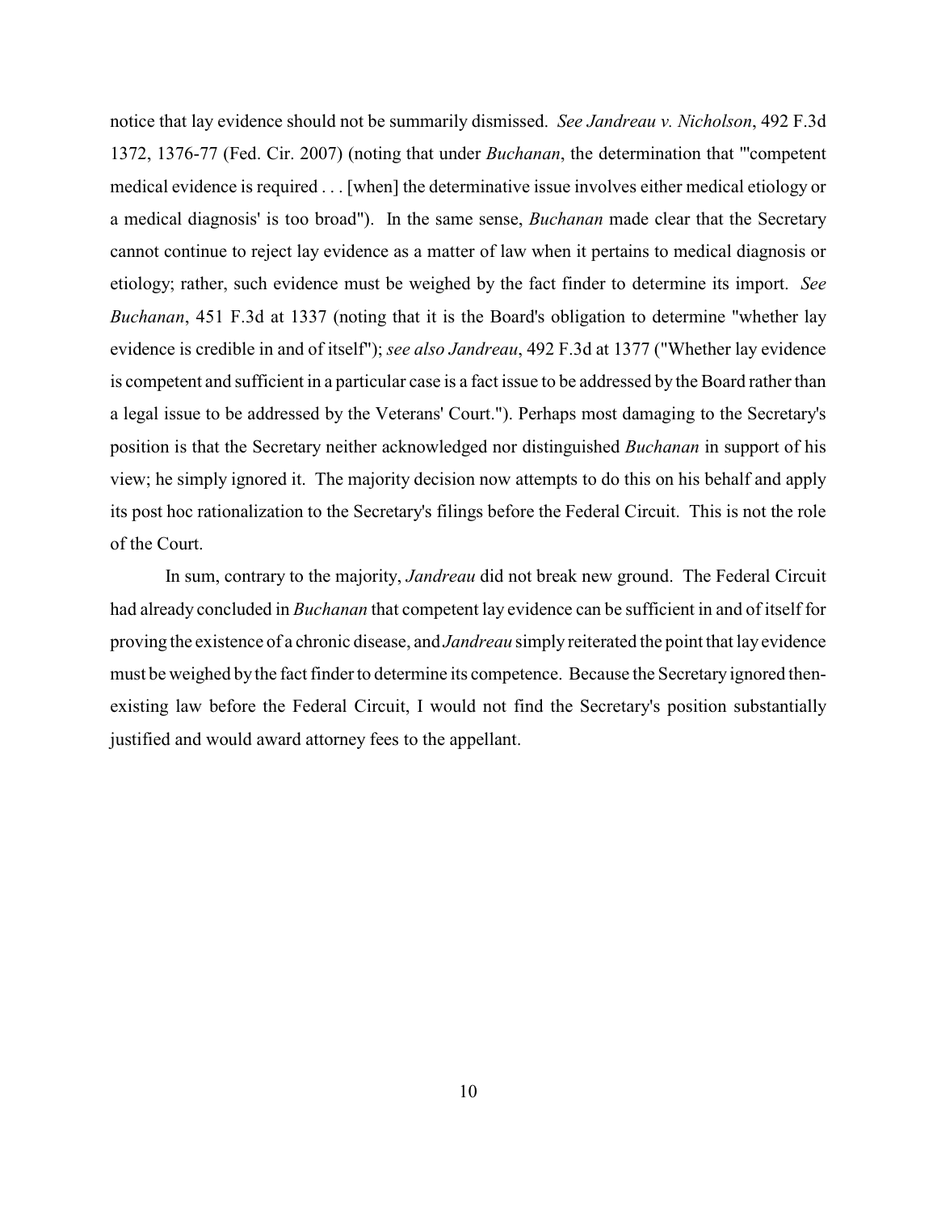notice that lay evidence should not be summarily dismissed. *See Jandreau v. Nicholson*, 492 F.3d 1372, 1376-77 (Fed. Cir. 2007) (noting that under *Buchanan*, the determination that "'competent medical evidence is required . . . [when] the determinative issue involves either medical etiology or a medical diagnosis' is too broad"). In the same sense, *Buchanan* made clear that the Secretary cannot continue to reject lay evidence as a matter of law when it pertains to medical diagnosis or etiology; rather, such evidence must be weighed by the fact finder to determine its import. *See Buchanan*, 451 F.3d at 1337 (noting that it is the Board's obligation to determine "whether lay evidence is credible in and of itself"); *see also Jandreau*, 492 F.3d at 1377 ("Whether lay evidence is competent and sufficient in a particular case is a fact issue to be addressed by the Board rather than a legal issue to be addressed by the Veterans' Court."). Perhaps most damaging to the Secretary's position is that the Secretary neither acknowledged nor distinguished *Buchanan* in support of his view; he simply ignored it. The majority decision now attempts to do this on his behalf and apply its post hoc rationalization to the Secretary's filings before the Federal Circuit. This is not the role of the Court.

In sum, contrary to the majority, *Jandreau* did not break new ground. The Federal Circuit had already concluded in *Buchanan* that competent lay evidence can be sufficient in and of itself for proving the existence of a chronic disease, and *Jandreau* simply reiterated the point that lay evidence must be weighed by the fact finder to determine its competence. Because the Secretary ignored then-existing law before the Federal Circuit, I would not find the Secretary's position substantially justified and would award attorney fees to the appellant.